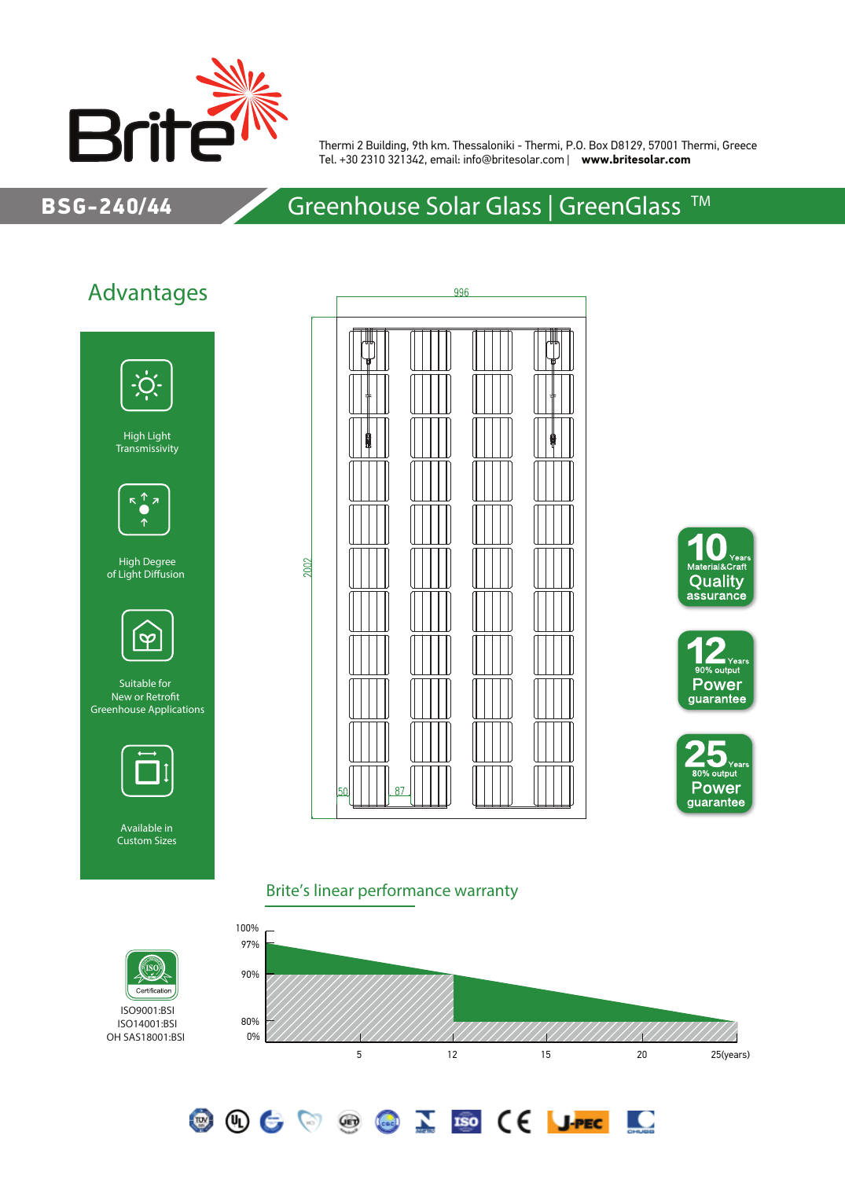Thermi 2 Building, 9th km. Thessaloniki - Thermi, P.O. Box D8129, 57001 Thermi, Greece
Tel. +30 2310 321342, email: info@britesolar.com | **www.britesolar.com**

# BSG-240/44 — Greenhouse Solar Glass | GreenGlass ™

## Advantages

- High Light Transmissivity
- High Degree of Light Diffusion
- Suitable for New or Retrofit Greenhouse Applications
- Available in Custom Sizes

996

2002

50

87

**10** Years Material&Craft **Quality assurance**

**12** Years 90% output **Power guarantee**

**25** Years 80% output **Power guarantee**

ISO9001:BSI
ISO14001:BSI
OH SAS18001:BSI

## Brite's linear performance warranty

100%
97%
90%
80%
0%

5 12 15 20 25(years)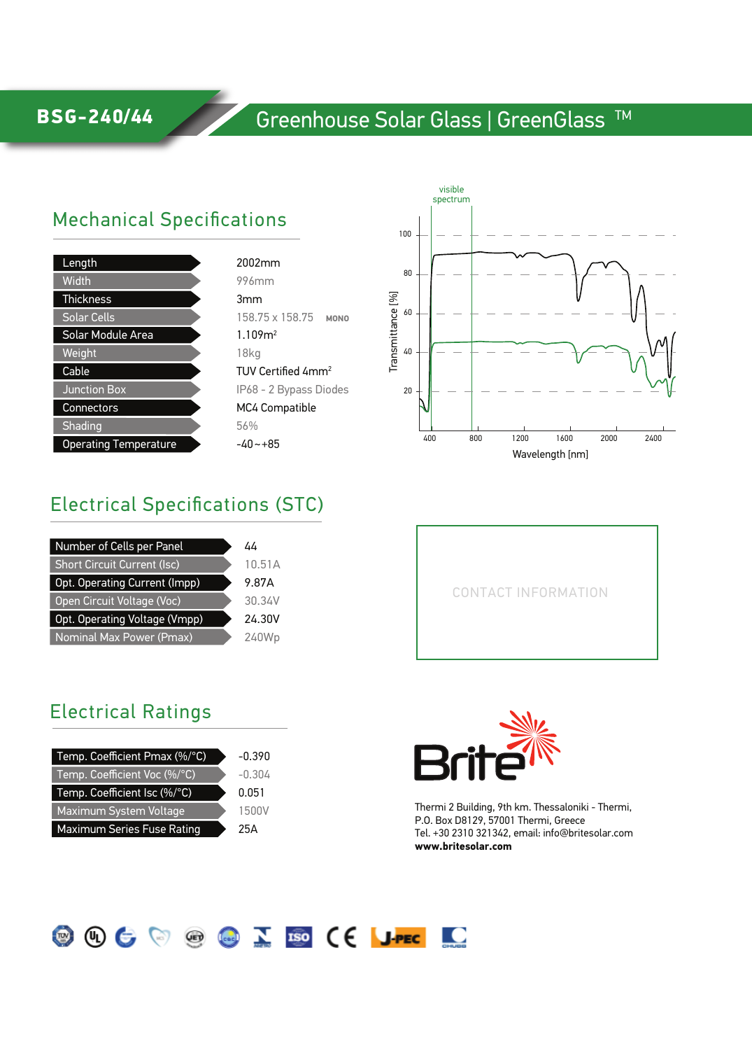# BSG-240/44

## Greenhouse Solar Glass | GreenGlass ™

## Mechanical Specifications

| | |
|---|---|
| Length | 2002mm |
| Width | 996mm |
| Thickness | 3mm |
| Solar Cells | 158.75 x 158.75 MONO |
| Solar Module Area | 1.109m² |
| Weight | 18kg |
| Cable | TUV Certified 4mm² |
| Junction Box | IP68 - 2 Bypass Diodes |
| Connectors | MC4 Compatible |
| Shading | 56% |
| Operating Temperature | -40~+85 |

visible spectrum

Transmittance [%]

100
80
60
40
20

400
800
1200
1600
2000
2400

Wavelength [nm]

## Electrical Specifications (STC)

| | |
|---|---|
| Number of Cells per Panel | 44 |
| Short Circuit Current (Isc) | 10.51A |
| Opt. Operating Current (Impp) | 9.87A |
| Open Circuit Voltage (Voc) | 30.34V |
| Opt. Operating Voltage (Vmpp) | 24.30V |
| Nominal Max Power (Pmax) | 240Wp |

CONTACT INFORMATION

## Electrical Ratings

| | |
|---|---|
| Temp. Coefficient Pmax (%/°C) | -0.390 |
| Temp. Coefficient Voc (%/°C) | -0.304 |
| Temp. Coefficient Isc (%/°C) | 0.051 |
| Maximum System Voltage | 1500V |
| Maximum Series Fuse Rating | 25A |

Brite

Thermi 2 Building, 9th km. Thessaloniki - Thermi,
P.O. Box D8129, 57001 Thermi, Greece
Tel. +30 2310 321342, email: info@britesolar.com
**www.britesolar.com**